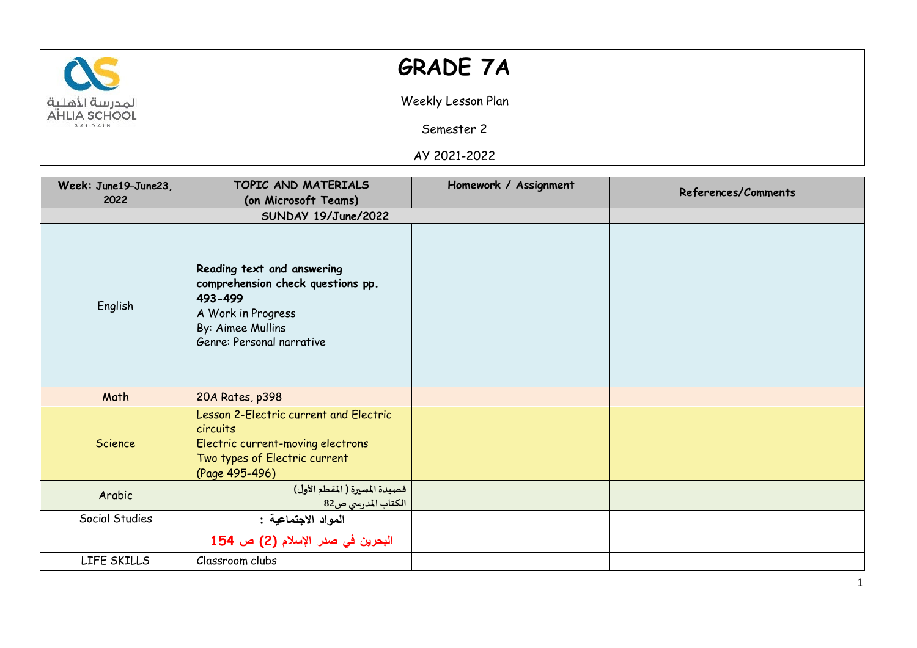المدرسة الأهلية
AHLIA SCHOOL
BAHRAIN

# GRADE 7A

Weekly Lesson Plan

Semester 2

AY 2021-2022

| Week: June19-June23, 2022 | TOPIC AND MATERIALS (on Microsoft Teams) | Homework / Assignment | References/Comments |
|---|---|---|---|
| | SUNDAY 19/June/2022 | | |
| English | **Reading text and answering comprehension check questions pp. 493-499**<br>A Work in Progress<br>By: Aimee Mullins<br>Genre: Personal narrative | | |
| Math | 20A Rates, p398 | | |
| Science | Lesson 2-Electric current and Electric circuits<br>Electric current-moving electrons<br>Two types of Electric current<br>(Page 495-496) | | |
| Arabic | قصيدة المسيرة ( المقطع الأول)<br>الكتاب المدرسي ص82 | | |
| Social Studies | **المواد الاجتماعية :**<br>**البحرين في صدر الإسلام (2) ص 154** | | |
| LIFE SKILLS | Classroom clubs | | |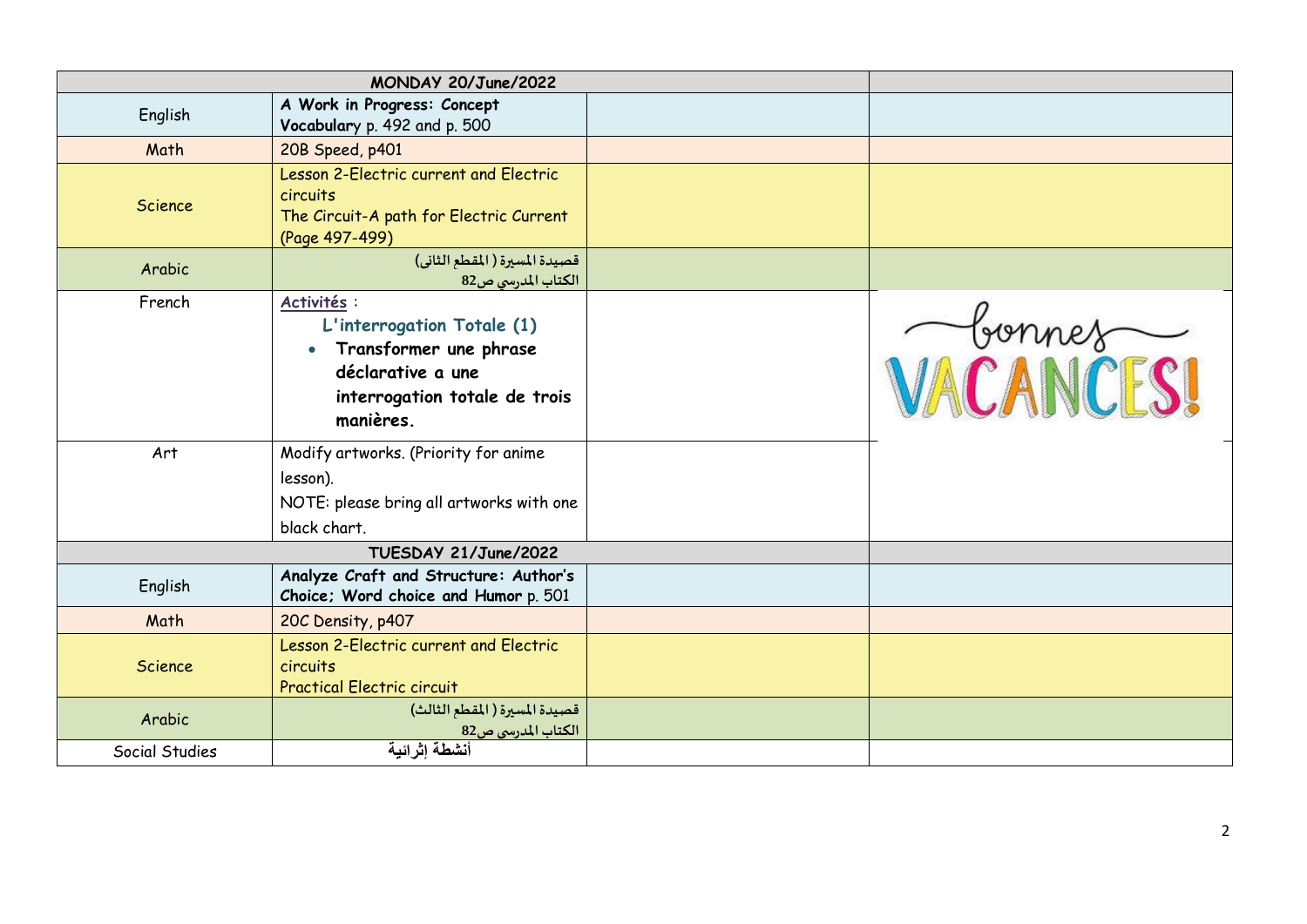| MONDAY 20/June/2022 | | | |
|---|---|---|---|
| English | **A Work in Progress: Concept Vocabulary** p. 492 and p. 500 | | |
| Math | 20B Speed, p401 | | |
| Science | Lesson 2-Electric current and Electric circuits<br>The Circuit-A path for Electric Current (Page 497-499) | | |
| Arabic | قصيدة المسيرة ( المقطع الثانى)<br>الكتاب المدرسي ص82 | | |
| French | Activités :<br>L'interrogation Totale (1)<br>• **Transformer une phrase déclarative a une interrogation totale de trois manières.** | | bonnes VACANCES! |
| Art | Modify artworks. (Priority for anime lesson).<br>NOTE: please bring all artworks with one black chart. | | |
| **TUESDAY 21/June/2022** | | | |
| English | **Analyze Craft and Structure: Author's Choice; Word choice and Humor** p. 501 | | |
| Math | 20C Density, p407 | | |
| Science | Lesson 2-Electric current and Electric circuits<br>Practical Electric circuit | | |
| Arabic | قصيدة المسيرة ( المقطع الثالث)<br>الكتاب المدرسي ص82 | | |
| Social Studies | أنشطة إثرائية | | |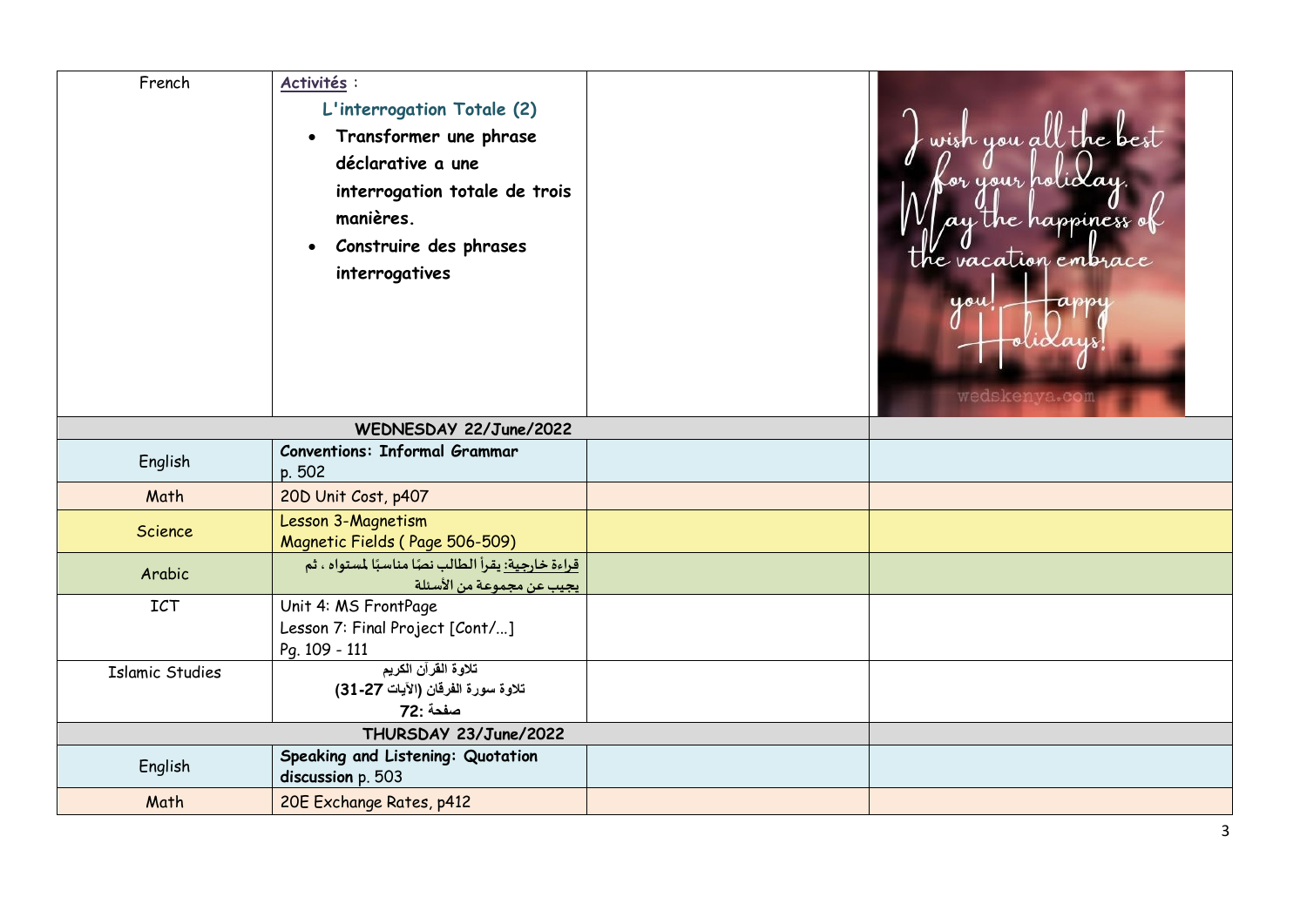| | | | |
|---|---|---|---|
| French | Activités :<br>**L'interrogation Totale (2)**<br>• **Transformer une phrase déclarative a une interrogation totale de trois manières.**<br>• **Construire des phrases interrogatives** | | I wish you all the best for your holiday. May the happiness of the vacation embrace you! Happy Holidays! wedskenya.com |
| **WEDNESDAY 22/June/2022** | | | |
| English | **Conventions: Informal Grammar** p. 502 | | |
| Math | 20D Unit Cost, p407 | | |
| Science | Lesson 3-Magnetism<br>Magnetic Fields ( Page 506-509) | | |
| Arabic | قراءة خارجية: يقرأ الطالب نصًا مناسبًا لمستواه ، ثم يجيب عن مجموعة من الأسئلة | | |
| ICT | Unit 4: MS FrontPage<br>Lesson 7: Final Project [Cont/...]<br>Pg. 109 - 111 | | |
| Islamic Studies | تلاوة القرآن الكريم<br>تلاوة سورة الفرقان (الآيات 27-31)<br>صفحة :72 | | |
| **THURSDAY 23/June/2022** | | | |
| English | **Speaking and Listening: Quotation discussion** p. 503 | | |
| Math | 20E Exchange Rates, p412 | | |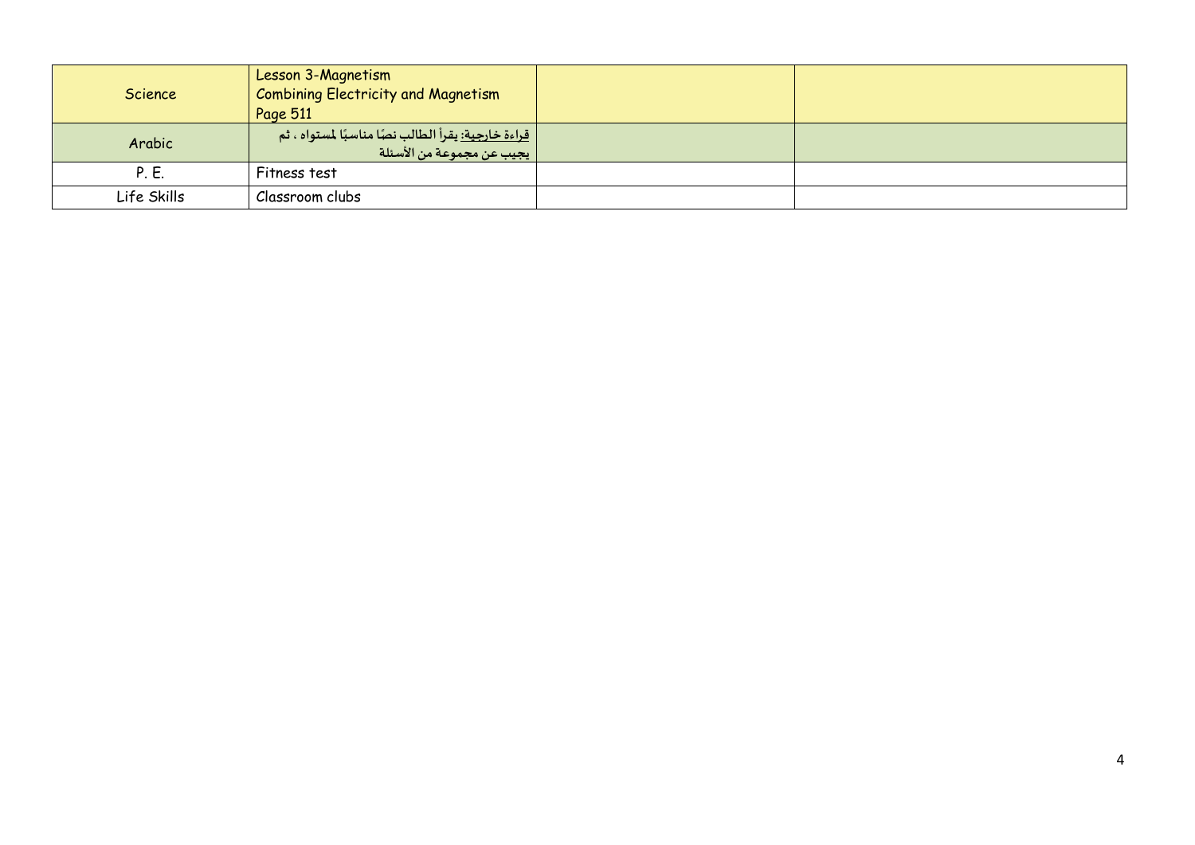| | | | |
|---|---|---|---|
| Science | Lesson 3-Magnetism<br>Combining Electricity and Magnetism<br>Page 511 | | |
| Arabic | قراءة خارجية: يقرأ الطالب نصًا مناسبًا لمستواه ، ثم يجيب عن مجموعة من الأسئلة | | |
| P. E. | Fitness test | | |
| Life Skills | Classroom clubs | | |